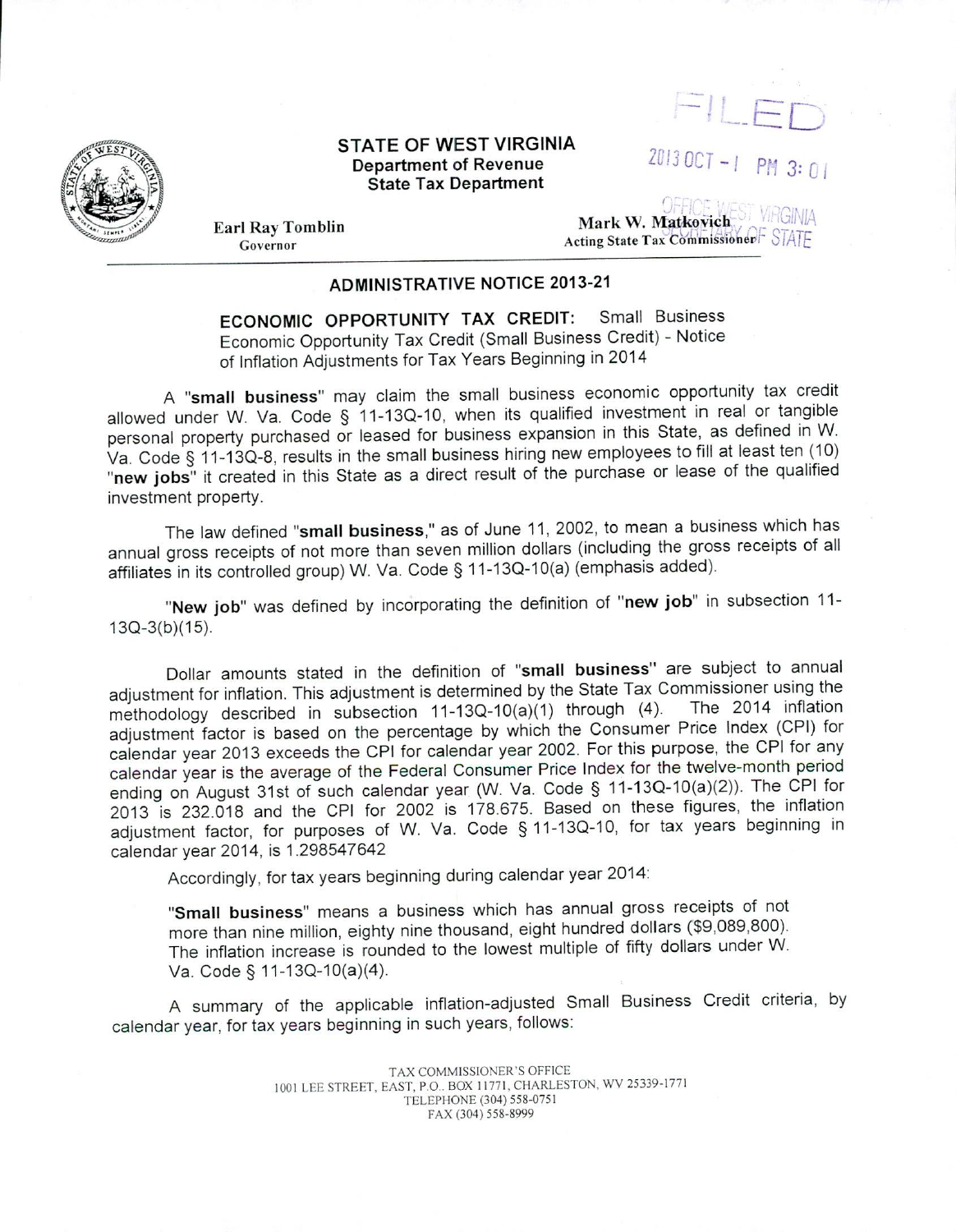FILED

2013 OCT -1 PM 3:01

OFFICE WEST VIRGINIA SECRETARY OF STATE

**STATE OF WEST VIRGINIA**
**Department of Revenue**
**State Tax Department**

**Earl Ray Tomblin**
Governor

**Mark W. Matkovich**
Acting State Tax Commissioner

## ADMINISTRATIVE NOTICE 2013-21

**ECONOMIC OPPORTUNITY TAX CREDIT:** Small Business Economic Opportunity Tax Credit (Small Business Credit) - Notice of Inflation Adjustments for Tax Years Beginning in 2014

A "**small business**" may claim the small business economic opportunity tax credit allowed under W. Va. Code § 11-13Q-10, when its qualified investment in real or tangible personal property purchased or leased for business expansion in this State, as defined in W. Va. Code § 11-13Q-8, results in the small business hiring new employees to fill at least ten (10) "**new jobs**" it created in this State as a direct result of the purchase or lease of the qualified investment property.

The law defined "**small business**," as of June 11, 2002, to mean a business which has annual gross receipts of not more than seven million dollars (including the gross receipts of all affiliates in its controlled group) W. Va. Code § 11-13Q-10(a) (emphasis added).

"**New job**" was defined by incorporating the definition of "**new job**" in subsection 11-13Q-3(b)(15).

Dollar amounts stated in the definition of "**small business**" are subject to annual adjustment for inflation. This adjustment is determined by the State Tax Commissioner using the methodology described in subsection 11-13Q-10(a)(1) through (4). The 2014 inflation adjustment factor is based on the percentage by which the Consumer Price Index (CPI) for calendar year 2013 exceeds the CPI for calendar year 2002. For this purpose, the CPI for any calendar year is the average of the Federal Consumer Price Index for the twelve-month period ending on August 31st of such calendar year (W. Va. Code § 11-13Q-10(a)(2)). The CPI for 2013 is 232.018 and the CPI for 2002 is 178.675. Based on these figures, the inflation adjustment factor, for purposes of W. Va. Code § 11-13Q-10, for tax years beginning in calendar year 2014, is 1.298547642

Accordingly, for tax years beginning during calendar year 2014:

> "**Small business**" means a business which has annual gross receipts of not more than nine million, eighty nine thousand, eight hundred dollars ($9,089,800). The inflation increase is rounded to the lowest multiple of fifty dollars under W. Va. Code § 11-13Q-10(a)(4).

A summary of the applicable inflation-adjusted Small Business Credit criteria, by calendar year, for tax years beginning in such years, follows:

TAX COMMISSIONER'S OFFICE
1001 LEE STREET, EAST, P.O. BOX 11771, CHARLESTON, WV 25339-1771
TELEPHONE (304) 558-0751
FAX (304) 558-8999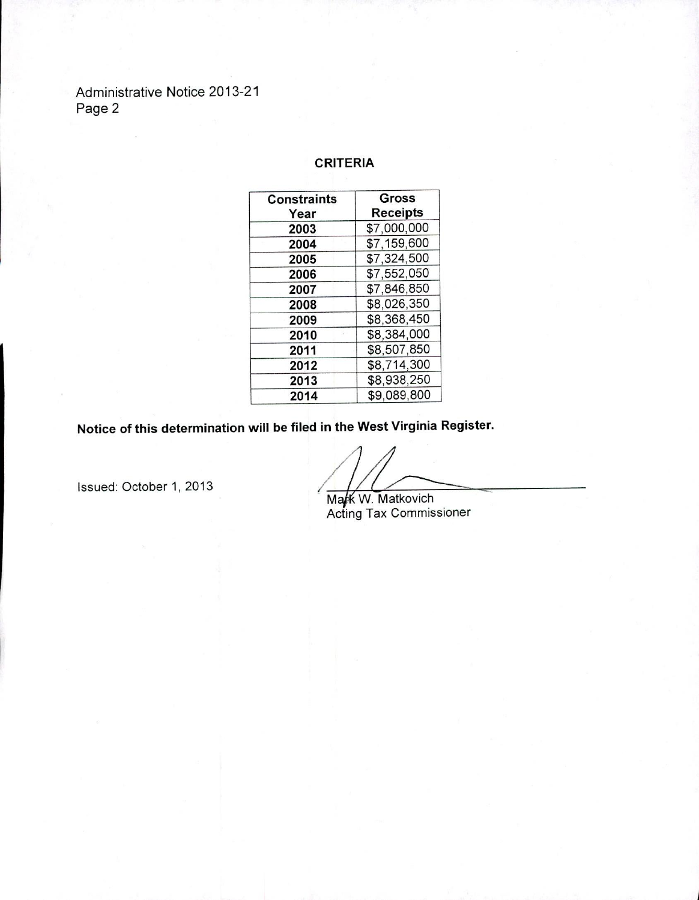## CRITERIA

| Constraints Year | Gross Receipts |
|---|---|
| 2003 | $7,000,000 |
| 2004 | $7,159,600 |
| 2005 | $7,324,500 |
| 2006 | $7,552,050 |
| 2007 | $7,846,850 |
| 2008 | $8,026,350 |
| 2009 | $8,368,450 |
| 2010 | $8,384,000 |
| 2011 | $8,507,850 |
| 2012 | $8,714,300 |
| 2013 | $8,938,250 |
| 2014 | $9,089,800 |

**Notice of this determination will be filed in the West Virginia Register.**

Issued: October 1, 2013

Mark W. Matkovich
Acting Tax Commissioner